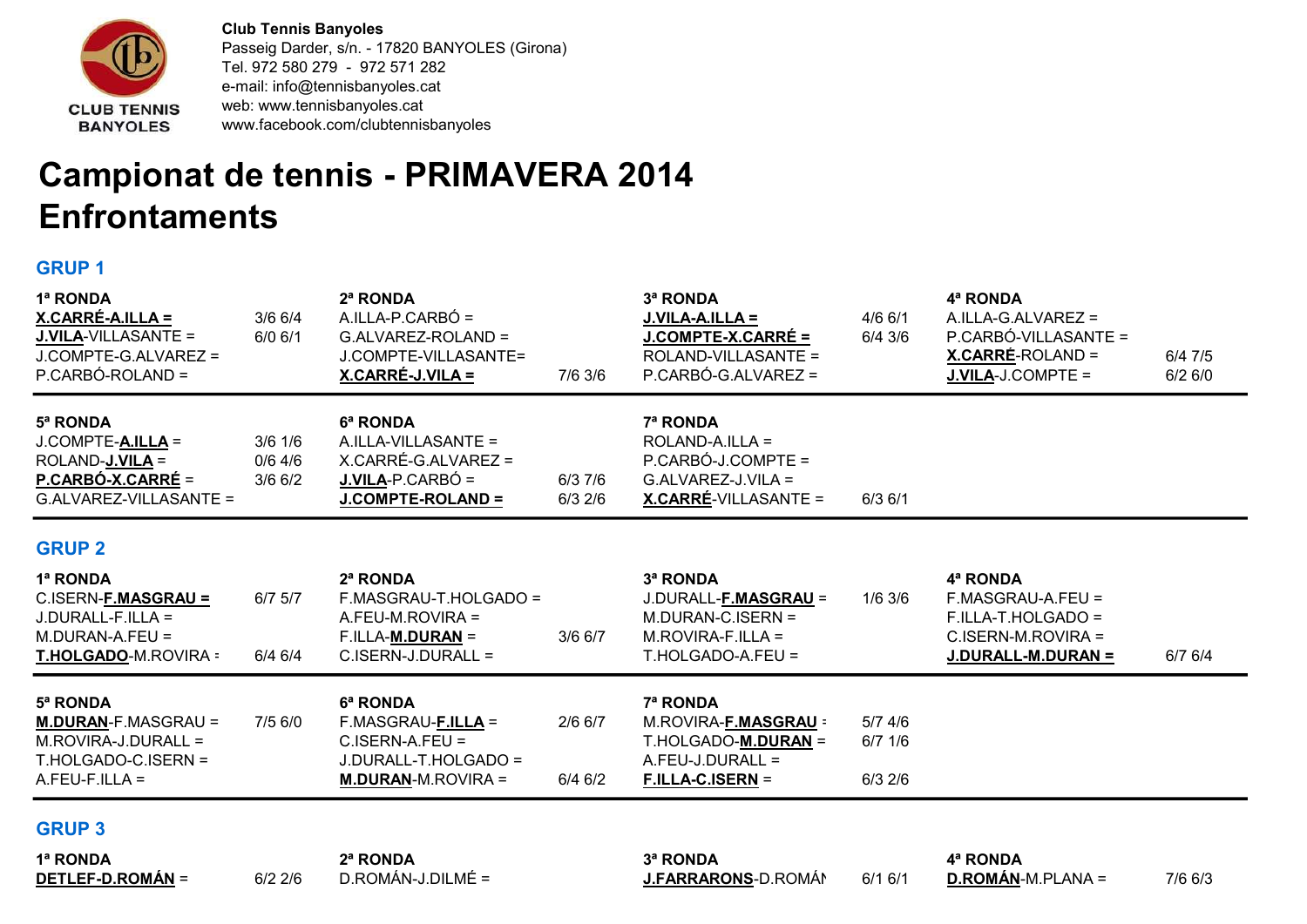**Club Tennis Banyoles**
Passeig Darder, s/n. - 17820 BANYOLES (Girona)
Tel. 972 580 279 - 972 571 282
e-mail: info@tennisbanyoles.cat
web: www.tennisbanyoles.cat
www.facebook.com/clubtennisbanyoles

# Campionat de tennis - PRIMAVERA 2014
# Enfrontaments

## GRUP 1

| 1ª RONDA | | 2ª RONDA | | 3ª RONDA | | 4ª RONDA | |
|---|---|---|---|---|---|---|---|
| **X.CARRÉ-A.ILLA =** | 3/6 6/4 | A.ILLA-P.CARBÓ = | | **J.VILA-A.ILLA =** | 4/6 6/1 | A.ILLA-G.ALVAREZ = | |
| **J.VILA**-VILLASANTE = | 6/0 6/1 | G.ALVAREZ-ROLAND = | | **J.COMPTE-X.CARRÉ =** | 6/4 3/6 | P.CARBÓ-VILLASANTE = | |
| J.COMPTE-G.ALVAREZ = | | J.COMPTE-VILLASANTE= | | ROLAND-VILLASANTE = | | **X.CARRÉ**-ROLAND = | 6/4 7/5 |
| P.CARBÓ-ROLAND = | | **X.CARRÉ-J.VILA =** | 7/6 3/6 | P.CARBÓ-G.ALVAREZ = | | **J.VILA**-J.COMPTE = | 6/2 6/0 |

| 5ª RONDA | | 6ª RONDA | | 7ª RONDA | |
|---|---|---|---|---|---|
| J.COMPTE-**A.ILLA** = | 3/6 1/6 | A.ILLA-VILLASANTE = | | ROLAND-A.ILLA = | |
| ROLAND-**J.VILA** = | 0/6 4/6 | X.CARRÉ-G.ALVAREZ = | | P.CARBÓ-J.COMPTE = | |
| **P.CARBÓ-X.CARRÉ** = | 3/6 6/2 | **J.VILA**-P.CARBÓ = | 6/3 7/6 | G.ALVAREZ-J.VILA = | |
| G.ALVAREZ-VILLASANTE = | | **J.COMPTE-ROLAND =** | 6/3 2/6 | **X.CARRÉ**-VILLASANTE = | 6/3 6/1 |

## GRUP 2

| 1ª RONDA | | 2ª RONDA | | 3ª RONDA | | 4ª RONDA | |
|---|---|---|---|---|---|---|---|
| C.ISERN-**F.MASGRAU =** | 6/7 5/7 | F.MASGRAU-T.HOLGADO = | | J.DURALL-**F.MASGRAU** = | 1/6 3/6 | F.MASGRAU-A.FEU = | |
| J.DURALL-F.ILLA = | | A.FEU-M.ROVIRA = | | M.DURAN-C.ISERN = | | F.ILLA-T.HOLGADO = | |
| M.DURAN-A.FEU = | | F.ILLA-**M.DURAN** = | 3/6 6/7 | M.ROVIRA-F.ILLA = | | C.ISERN-M.ROVIRA = | |
| **T.HOLGADO**-M.ROVIRA = | 6/4 6/4 | C.ISERN-J.DURALL = | | T.HOLGADO-A.FEU = | | **J.DURALL-M.DURAN =** | 6/7 6/4 |

| 5ª RONDA | | 6ª RONDA | | 7ª RONDA | |
|---|---|---|---|---|---|
| **M.DURAN**-F.MASGRAU = | 7/5 6/0 | F.MASGRAU-**F.ILLA** = | 2/6 6/7 | M.ROVIRA-**F.MASGRAU** = | 5/7 4/6 |
| M.ROVIRA-J.DURALL = | | C.ISERN-A.FEU = | | T.HOLGADO-**M.DURAN** = | 6/7 1/6 |
| T.HOLGADO-C.ISERN = | | J.DURALL-T.HOLGADO = | | A.FEU-J.DURALL = | |
| A.FEU-F.ILLA = | | **M.DURAN**-M.ROVIRA = | 6/4 6/2 | **F.ILLA-C.ISERN** = | 6/3 2/6 |

## GRUP 3

| 1ª RONDA | | 2ª RONDA | | 3ª RONDA | | 4ª RONDA | |
|---|---|---|---|---|---|---|---|
| **DETLEF-D.ROMÁN** = | 6/2 2/6 | D.ROMÁN-J.DILMÉ = | | **J.FARRARONS**-D.ROMÁN | 6/1 6/1 | **D.ROMÁN**-M.PLANA = | 7/6 6/3 |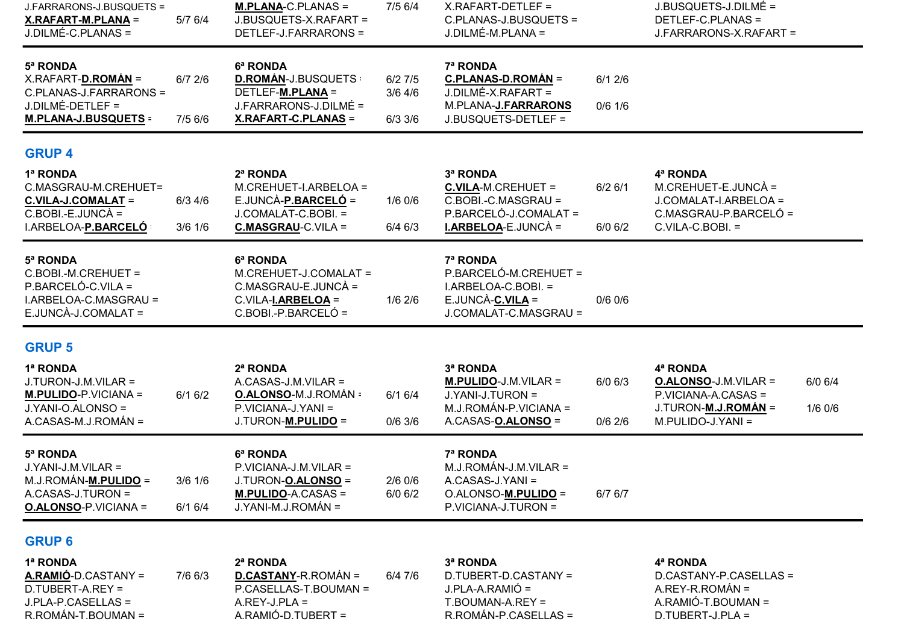| | | | | | | |
|---|---|---|---|---|---|---|
| J.FARRARONS-J.BUSQUETS = | | **M.PLANA**-C.PLANAS = | 7/5 6/4 | X.RAFART-DETLEF = | | J.BUSQUETS-J.DILMÉ = |
| **X.RAFART-M.PLANA** = | 5/7 6/4 | J.BUSQUETS-X.RAFART = | | C.PLANAS-J.BUSQUETS = | | DETLEF-C.PLANAS = |
| J.DILMÉ-C.PLANAS = | | DETLEF-J.FARRARONS = | | J.DILMÉ-M.PLANA = | | J.FARRARONS-X.RAFART = |

| 5ª RONDA | | 6ª RONDA | | 7ª RONDA | |
|---|---|---|---|---|---|
| X.RAFART-**D.ROMÁN** = | 6/7 2/6 | **D.ROMÁN**-J.BUSQUETS = | 6/2 7/5 | **C.PLANAS-D.ROMÁN** = | 6/1 2/6 |
| C.PLANAS-J.FARRARONS = | | DETLEF-**M.PLANA** = | 3/6 4/6 | J.DILMÉ-X.RAFART = | |
| J.DILMÉ-DETLEF = | | J.FARRARONS-J.DILMÉ = | | M.PLANA-**J.FARRARONS** | 0/6 1/6 |
| **M.PLANA-J.BUSQUETS** = | 7/5 6/6 | **X.RAFART-C.PLANAS** = | 6/3 3/6 | J.BUSQUETS-DETLEF = | |

## GRUP 4

| 1ª RONDA | | 2ª RONDA | | 3ª RONDA | | 4ª RONDA |
|---|---|---|---|---|---|---|
| C.MASGRAU-M.CREHUET= | | M.CREHUET-I.ARBELOA = | | **C.VILA**-M.CREHUET = | 6/2 6/1 | M.CREHUET-E.JUNCÀ = |
| **C.VILA-J.COMALAT** = | 6/3 4/6 | E.JUNCÀ-**P.BARCELÓ** = | 1/6 0/6 | C.BOBI.-C.MASGRAU = | | J.COMALAT-I.ARBELOA = |
| C.BOBI.-E.JUNCÀ = | | J.COMALAT-C.BOBI. = | | P.BARCELÓ-J.COMALAT = | | C.MASGRAU-P.BARCELÓ = |
| I.ARBELOA-**P.BARCELÓ** = | 3/6 1/6 | **C.MASGRAU**-C.VILA = | 6/4 6/3 | **I.ARBELOA**-E.JUNCÀ = | 6/0 6/2 | C.VILA-C.BOBI. = |

| 5ª RONDA | | 6ª RONDA | | 7ª RONDA | |
|---|---|---|---|---|---|
| C.BOBI.-M.CREHUET = | | M.CREHUET-J.COMALAT = | | P.BARCELÓ-M.CREHUET = | |
| P.BARCELÓ-C.VILA = | | C.MASGRAU-E.JUNCÀ = | | I.ARBELOA-C.BOBI. = | |
| I.ARBELOA-C.MASGRAU = | | C.VILA-**I.ARBELOA** = | 1/6 2/6 | E.JUNCÀ-**C.VILA** = | 0/6 0/6 |
| E.JUNCÀ-J.COMALAT = | | C.BOBI.-P.BARCELÓ = | | J.COMALAT-C.MASGRAU = | |

## GRUP 5

| 1ª RONDA | | 2ª RONDA | | 3ª RONDA | | 4ª RONDA | |
|---|---|---|---|---|---|---|---|
| J.TURON-J.M.VILAR = | | A.CASAS-J.M.VILAR = | | **M.PULIDO**-J.M.VILAR = | 6/0 6/3 | **O.ALONSO**-J.M.VILAR = | 6/0 6/4 |
| **M.PULIDO**-P.VICIANA = | 6/1 6/2 | **O.ALONSO**-M.J.ROMÁN = | 6/1 6/4 | J.YANI-J.TURON = | | P.VICIANA-A.CASAS = | |
| J.YANI-O.ALONSO = | | P.VICIANA-J.YANI = | | M.J.ROMÁN-P.VICIANA = | | J.TURON-**M.J.ROMÁN** = | 1/6 0/6 |
| A.CASAS-M.J.ROMÁN = | | J.TURON-**M.PULIDO** = | 0/6 3/6 | A.CASAS-**O.ALONSO** = | 0/6 2/6 | M.PULIDO-J.YANI = | |

| 5ª RONDA | | 6ª RONDA | | 7ª RONDA | |
|---|---|---|---|---|---|
| J.YANI-J.M.VILAR = | | P.VICIANA-J.M.VILAR = | | M.J.ROMÁN-J.M.VILAR = | |
| M.J.ROMÁN-**M.PULIDO** = | 3/6 1/6 | J.TURON-**O.ALONSO** = | 2/6 0/6 | A.CASAS-J.YANI = | |
| A.CASAS-J.TURON = | | **M.PULIDO**-A.CASAS = | 6/0 6/2 | O.ALONSO-**M.PULIDO** = | 6/7 6/7 |
| **O.ALONSO**-P.VICIANA = | 6/1 6/4 | J.YANI-M.J.ROMÁN = | | P.VICIANA-J.TURON = | |

## GRUP 6

| 1ª RONDA | | 2ª RONDA | | 3ª RONDA | 4ª RONDA |
|---|---|---|---|---|---|
| **A.RAMIÓ**-D.CASTANY = | 7/6 6/3 | **D.CASTANY**-R.ROMÁN = | 6/4 7/6 | D.TUBERT-D.CASTANY = | D.CASTANY-P.CASELLAS = |
| D.TUBERT-A.REY = | | P.CASELLAS-T.BOUMAN = | | J.PLA-A.RAMIÓ = | A.REY-R.ROMÁN = |
| J.PLA-P.CASELLAS = | | A.REY-J.PLA = | | T.BOUMAN-A.REY = | A.RAMIÓ-T.BOUMAN = |
| R.ROMÁN-T.BOUMAN = | | A.RAMIÓ-D.TUBERT = | | R.ROMÁN-P.CASELLAS = | D.TUBERT-J.PLA = |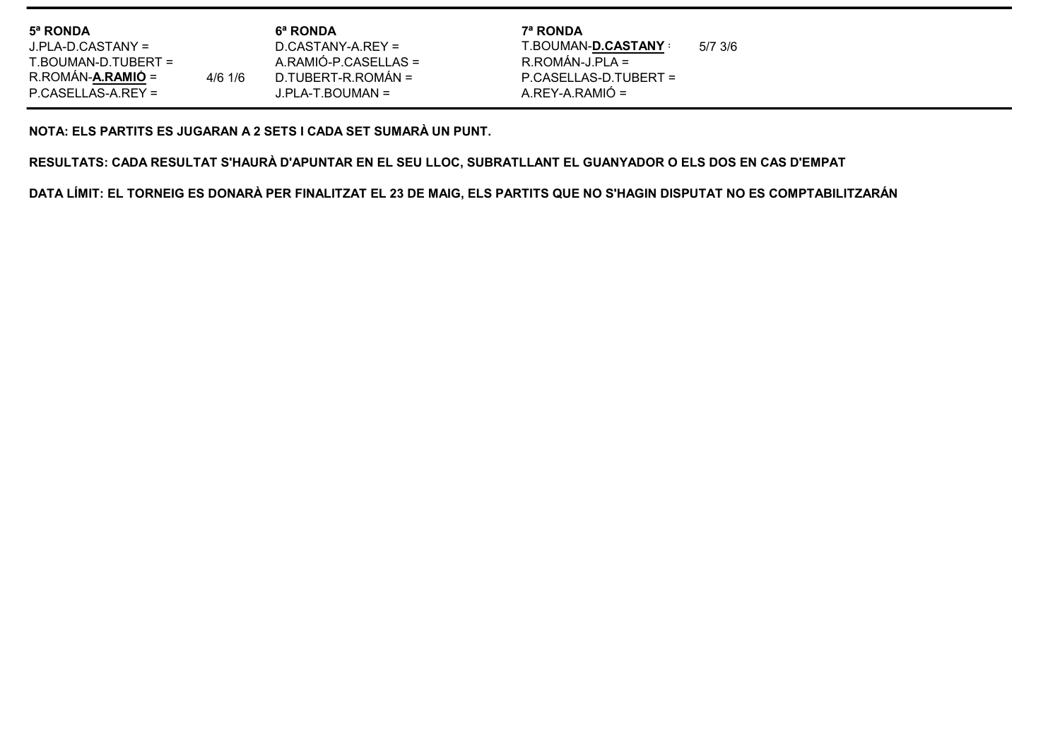**5ª RONDA**
J.PLA-D.CASTANY =
T.BOUMAN-D.TUBERT =
R.ROMÁN-**A.RAMIÓ** = 4/6 1/6
P.CASELLAS-A.REY =

**6ª RONDA**
D.CASTANY-A.REY =
A.RAMIÓ-P.CASELLAS =
D.TUBERT-R.ROMÁN =
J.PLA-T.BOUMAN =

**7ª RONDA**
T.BOUMAN-**D.CASTANY** = 5/7 3/6
R.ROMÁN-J.PLA =
P.CASELLAS-D.TUBERT =
A.REY-A.RAMIÓ =

**NOTA: ELS PARTITS ES JUGARAN A 2 SETS I CADA SET SUMARÀ UN PUNT.**

**RESULTATS: CADA RESULTAT S'HAURÀ D'APUNTAR EN EL SEU LLOC, SUBRATLLANT EL GUANYADOR O ELS DOS EN CAS D'EMPAT**

**DATA LÍMIT: EL TORNEIG ES DONARÀ PER FINALITZAT EL 23 DE MAIG, ELS PARTITS QUE NO S'HAGIN DISPUTAT NO ES COMPTABILITZARÁN**